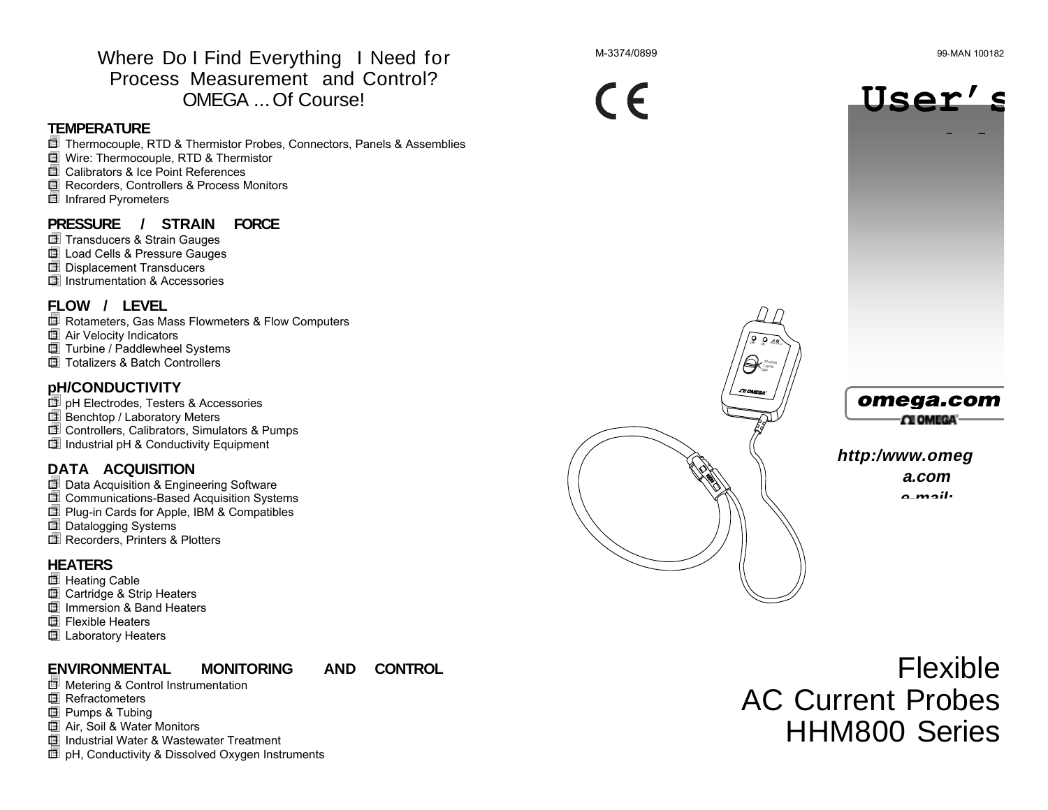# Where Do I Find Everything I Need for Process Measurement and Control? OMEGA ... Of Course!

## TEMPERATURE

- Thermocouple, RTD & Thermistor Probes, Connectors, Panels & Assemblies
- Wire: Thermocouple, RTD & Thermistor
- Calibrators & Ice Point References
- Recorders, Controllers & Process Monitors
- Infrared Pyrometers

## PRESSURE / STRAIN FORCE

- Transducers & Strain Gauges
- Load Cells & Pressure Gauges
- Displacement Transducers
- Instrumentation & Accessories

## FLOW / LEVEL

- Rotameters, Gas Mass Flowmeters & Flow Computers
- Air Velocity Indicators
- Turbine / Paddlewheel Systems
- Totalizers & Batch Controllers

## pH/CONDUCTIVITY

- pH Electrodes, Testers & Accessories
- Benchtop / Laboratory Meters
- Controllers, Calibrators, Simulators & Pumps
- Industrial pH & Conductivity Equipment

## DATA ACQUISITION

- Data Acquisition & Engineering Software
- Communications-Based Acquisition Systems
- Plug-in Cards for Apple, IBM & Compatibles
- Datalogging Systems
- Recorders, Printers & Plotters

## HEATERS

- Heating Cable
- Cartridge & Strip Heaters
- Immersion & Band Heaters
- Flexible Heaters
- Laboratory Heaters

## ENVIRONMENTAL MONITORING AND CONTROL

- Metering & Control Instrumentation
- Refractometers
- Pumps & Tubing
- Air, Soil & Water Monitors
- Industrial Water & Wastewater Treatment
- pH, Conductivity & Dissolved Oxygen Instruments

M-3374/0899

99-MAN 100182

CE

# User's

omega.com

OMEGA

*http:/www.omega.com*
*e-mail:*

# Flexible AC Current Probes HHM800 Series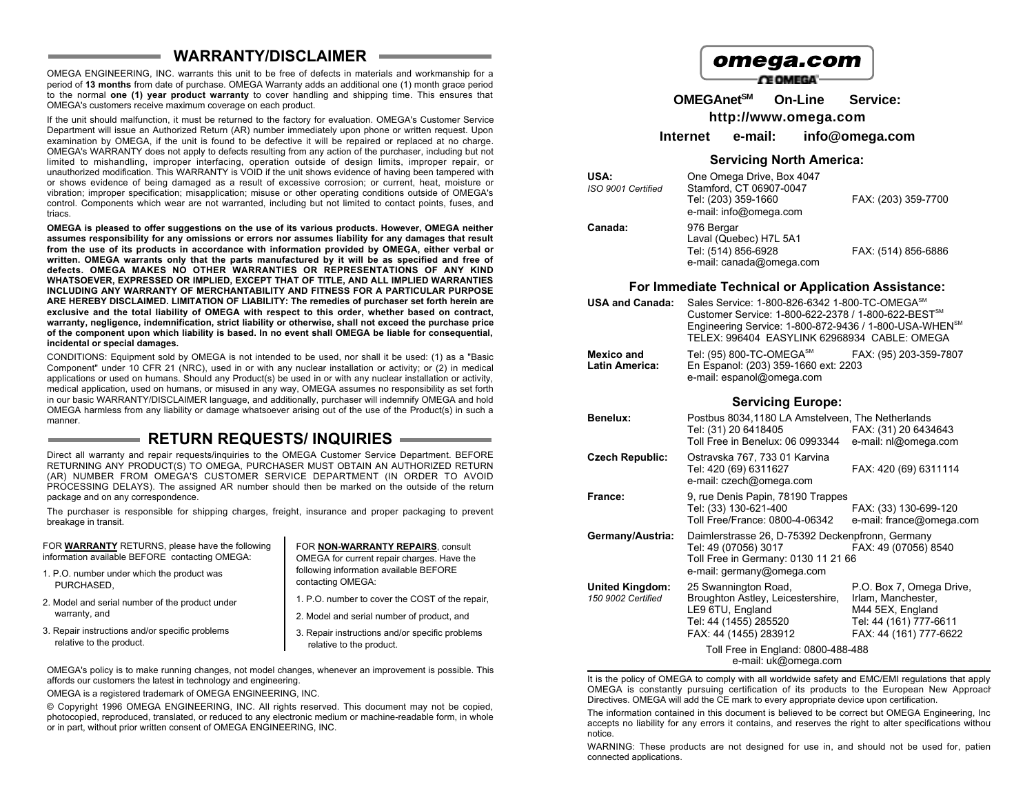## WARRANTY/DISCLAIMER

OMEGA ENGINEERING, INC. warrants this unit to be free of defects in materials and workmanship for a period of **13 months** from date of purchase. OMEGA Warranty adds an additional one (1) month grace period to the normal **one (1) year product warranty** to cover handling and shipping time. This ensures that OMEGA's customers receive maximum coverage on each product.

If the unit should malfunction, it must be returned to the factory for evaluation. OMEGA's Customer Service Department will issue an Authorized Return (AR) number immediately upon phone or written request. Upon examination by OMEGA, if the unit is found to be defective it will be repaired or replaced at no charge. OMEGA's WARRANTY does not apply to defects resulting from any action of the purchaser, including but not limited to mishandling, improper interfacing, operation outside of design limits, improper repair, or unauthorized modification. This WARRANTY is VOID if the unit shows evidence of having been tampered with or shows evidence of being damaged as a result of excessive corrosion; or current, heat, moisture or vibration; improper specification; misapplication; misuse or other operating conditions outside of OMEGA's control. Components which wear are not warranted, including but not limited to contact points, fuses, and triacs.

**OMEGA is pleased to offer suggestions on the use of its various products. However, OMEGA neither assumes responsibility for any omissions or errors nor assumes liability for any damages that result from the use of its products in accordance with information provided by OMEGA, either verbal or written. OMEGA warrants only that the parts manufactured by it will be as specified and free of defects. OMEGA MAKES NO OTHER WARRANTIES OR REPRESENTATIONS OF ANY KIND WHATSOEVER, EXPRESSED OR IMPLIED, EXCEPT THAT OF TITLE, AND ALL IMPLIED WARRANTIES INCLUDING ANY WARRANTY OF MERCHANTABILITY AND FITNESS FOR A PARTICULAR PURPOSE ARE HEREBY DISCLAIMED. LIMITATION OF LIABILITY: The remedies of purchaser set forth herein are exclusive and the total liability of OMEGA with respect to this order, whether based on contract, warranty, negligence, indemnification, strict liability or otherwise, shall not exceed the purchase price of the component upon which liability is based. In no event shall OMEGA be liable for consequential, incidental or special damages.**

CONDITIONS: Equipment sold by OMEGA is not intended to be used, nor shall it be used: (1) as a "Basic Component" under 10 CFR 21 (NRC), used in or with any nuclear installation or activity; or (2) in medical applications or used on humans. Should any Product(s) be used in or with any nuclear installation or activity, medical application, used on humans, or misused in any way, OMEGA assumes no responsibility as set forth in our basic WARRANTY/DISCLAIMER language, and additionally, purchaser will indemnify OMEGA and hold OMEGA harmless from any liability or damage whatsoever arising out of the use of the Product(s) in such a manner.

## RETURN REQUESTS/ INQUIRIES

Direct all warranty and repair requests/inquiries to the OMEGA Customer Service Department. BEFORE RETURNING ANY PRODUCT(S) TO OMEGA, PURCHASER MUST OBTAIN AN AUTHORIZED RETURN (AR) NUMBER FROM OMEGA'S CUSTOMER SERVICE DEPARTMENT (IN ORDER TO AVOID PROCESSING DELAYS). The assigned AR number should then be marked on the outside of the return package and on any correspondence.

The purchaser is responsible for shipping charges, freight, insurance and proper packaging to prevent breakage in transit.

FOR **WARRANTY** RETURNS, please have the following information available BEFORE contacting OMEGA:

1. P.O. number under which the product was PURCHASED,
2. Model and serial number of the product under warranty, and
3. Repair instructions and/or specific problems relative to the product.

FOR **NON-WARRANTY REPAIRS**, consult OMEGA for current repair charges. Have the following information available BEFORE contacting OMEGA:

1. P.O. number to cover the COST of the repair,
2. Model and serial number of product, and
3. Repair instructions and/or specific problems relative to the product.

OMEGA's policy is to make running changes, not model changes, whenever an improvement is possible. This affords our customers the latest in technology and engineering.

OMEGA is a registered trademark of OMEGA ENGINEERING, INC.

© Copyright 1996 OMEGA ENGINEERING, INC. All rights reserved. This document may not be copied, photocopied, reproduced, translated, or reduced to any electronic medium or machine-readable form, in whole or in part, without prior written consent of OMEGA ENGINEERING, INC.

**omega.com**

CE OMEGA

**OMEGAnet[SM] On-Line Service:**
**http://www.omega.com**

**Internet e-mail: info@omega.com**

### Servicing North America:

**USA:**
*ISO 9001 Certified*
One Omega Drive, Box 4047
Stamford, CT 06907-0047
Tel: (203) 359-1660 FAX: (203) 359-7700
e-mail: info@omega.com

**Canada:**
976 Bergar
Laval (Quebec) H7L 5A1
Tel: (514) 856-6928 FAX: (514) 856-6886
e-mail: canada@omega.com

### For Immediate Technical or Application Assistance:

**USA and Canada:**
Sales Service: 1-800-826-6342 1-800-TC-OMEGA[SM]
Customer Service: 1-800-622-2378 / 1-800-622-BEST[SM]
Engineering Service: 1-800-872-9436 / 1-800-USA-WHEN[SM]
TELEX: 996404 EASYLINK 62968934 CABLE: OMEGA

**Mexico and Latin America:**
Tel: (95) 800-TC-OMEGA[SM] FAX: (95) 203-359-7807
En Espanol: (203) 359-1660 ext: 2203
e-mail: espanol@omega.com

### Servicing Europe:

**Benelux:**
Postbus 8034,1180 LA Amstelveen, The Netherlands
Tel: (31) 20 6418405 FAX: (31) 20 6434643
Toll Free in Benelux: 06 0993344 e-mail: nl@omega.com

**Czech Republic:**
Ostravska 767, 733 01 Karvina
Tel: 420 (69) 6311627 FAX: 420 (69) 6311114
e-mail: czech@omega.com

**France:**
9, rue Denis Papin, 78190 Trappes
Tel: (33) 130-621-400 FAX: (33) 130-699-120
Toll Free/France: 0800-4-06342 e-mail: france@omega.com

**Germany/Austria:**
Daimlerstrasse 26, D-75392 Deckenpfronn, Germany
Tel: 49 (07056) 3017 FAX: 49 (07056) 8540
Toll Free in Germany: 0130 11 21 66
e-mail: germany@omega.com

**United Kingdom:**
*150 9002 Certified*
25 Swannington Road,
Broughton Astley, Leicestershire,
LE9 6TU, England
Tel: 44 (1455) 285520
FAX: 44 (1455) 283912

P.O. Box 7, Omega Drive,
Irlam, Manchester,
M44 5EX, England
Tel: 44 (161) 777-6611
FAX: 44 (161) 777-6622

Toll Free in England: 0800-488-488
e-mail: uk@omega.com

It is the policy of OMEGA to comply with all worldwide safety and EMC/EMI regulations that apply. OMEGA is constantly pursuing certification of its products to the European New Approach Directives. OMEGA will add the CE mark to every appropriate device upon certification.

The information contained in this document is believed to be correct but OMEGA Engineering, Inc. accepts no liability for any errors it contains, and reserves the right to alter specifications without notice.

WARNING: These products are not designed for use in, and should not be used for, patient connected applications.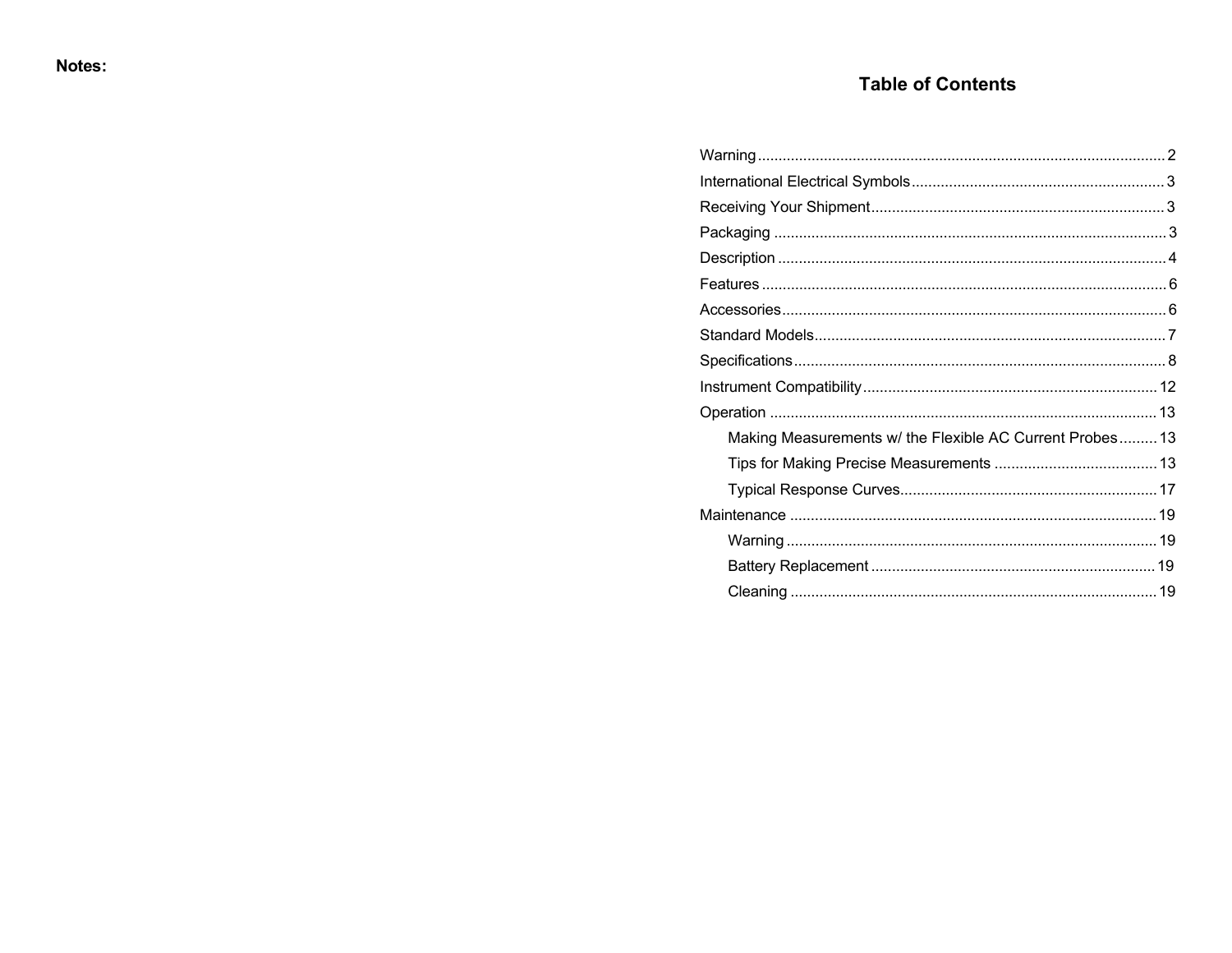**Notes:**

## Table of Contents

Warning .................................................. 2
International Electrical Symbols .................................................. 3
Receiving Your Shipment .................................................. 3
Packaging .................................................. 3
Description .................................................. 4
Features .................................................. 6
Accessories .................................................. 6
Standard Models .................................................. 7
Specifications .................................................. 8
Instrument Compatibility .................................................. 12
Operation .................................................. 13
- Making Measurements w/ the Flexible AC Current Probes ......... 13
- Tips for Making Precise Measurements .................................................. 13
- Typical Response Curves .................................................. 17

Maintenance .................................................. 19
- Warning .................................................. 19
- Battery Replacement .................................................. 19
- Cleaning .................................................. 19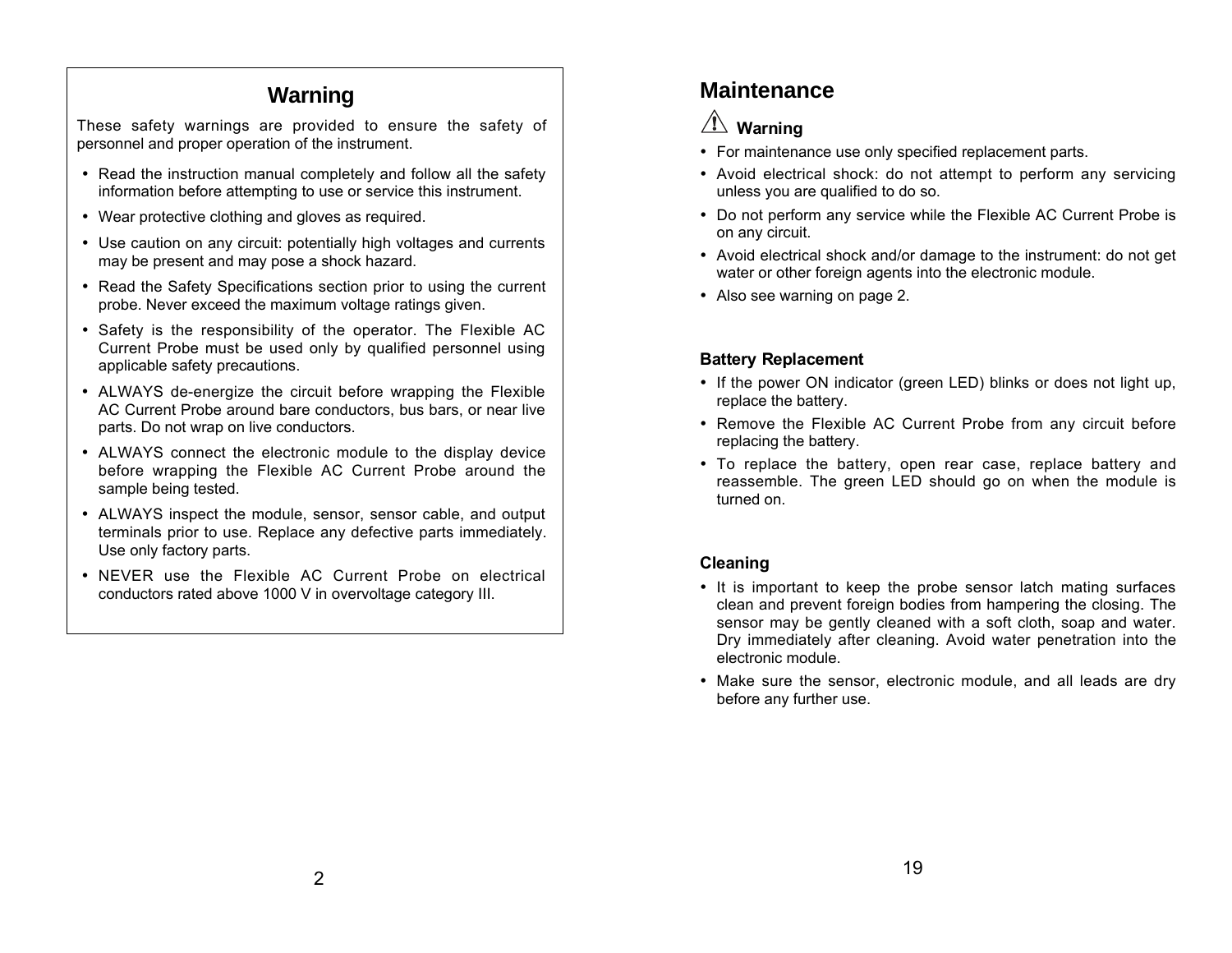## Warning

These safety warnings are provided to ensure the safety of personnel and proper operation of the instrument.

- Read the instruction manual completely and follow all the safety information before attempting to use or service this instrument.
- Wear protective clothing and gloves as required.
- Use caution on any circuit: potentially high voltages and currents may be present and may pose a shock hazard.
- Read the Safety Specifications section prior to using the current probe. Never exceed the maximum voltage ratings given.
- Safety is the responsibility of the operator. The Flexible AC Current Probe must be used only by qualified personnel using applicable safety precautions.
- ALWAYS de-energize the circuit before wrapping the Flexible AC Current Probe around bare conductors, bus bars, or near live parts. Do not wrap on live conductors.
- ALWAYS connect the electronic module to the display device before wrapping the Flexible AC Current Probe around the sample being tested.
- ALWAYS inspect the module, sensor, sensor cable, and output terminals prior to use. Replace any defective parts immediately. Use only factory parts.
- NEVER use the Flexible AC Current Probe on electrical conductors rated above 1000 V in overvoltage category III.

# Maintenance

⚠ **Warning**

- For maintenance use only specified replacement parts.
- Avoid electrical shock: do not attempt to perform any servicing unless you are qualified to do so.
- Do not perform any service while the Flexible AC Current Probe is on any circuit.
- Avoid electrical shock and/or damage to the instrument: do not get water or other foreign agents into the electronic module.
- Also see warning on page 2.

### Battery Replacement

- If the power ON indicator (green LED) blinks or does not light up, replace the battery.
- Remove the Flexible AC Current Probe from any circuit before replacing the battery.
- To replace the battery, open rear case, replace battery and reassemble. The green LED should go on when the module is turned on.

### Cleaning

- It is important to keep the probe sensor latch mating surfaces clean and prevent foreign bodies from hampering the closing. The sensor may be gently cleaned with a soft cloth, soap and water. Dry immediately after cleaning. Avoid water penetration into the electronic module.
- Make sure the sensor, electronic module, and all leads are dry before any further use.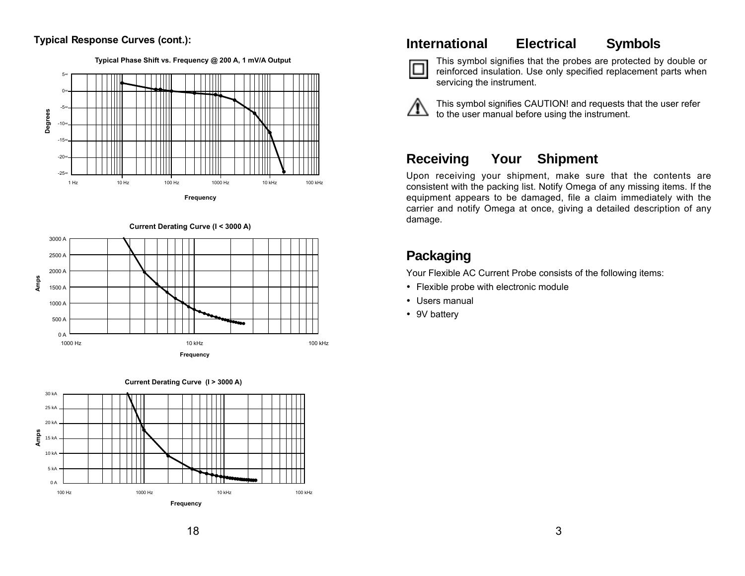**Typical Response Curves (cont.):**

Typical Phase Shift vs. Frequency @ 200 A, 1 mV/A Output

Degrees

5°
0°
-5°
-10°
-15°
-20°
-25°

1 Hz  10 Hz  100 Hz  1000 Hz  10 kHz  100 kHz

Frequency

Current Derating Curve (I < 3000 A)

Amps

3000 A
2500 A
2000 A
1500 A
1000 A
500 A
0 A

1000 Hz  10 kHz  100 kHz

Frequency

Current Derating Curve (I > 3000 A)

Amps

30 kA
25 kA
20 kA
15 kA
10 kA
5 kA
0 A

100 Hz  1000 Hz  10 kHz  100 kHz

Frequency

## International Electrical Symbols

This symbol signifies that the probes are protected by double or reinforced insulation. Use only specified replacement parts when servicing the instrument.

This symbol signifies CAUTION! and requests that the user refer to the user manual before using the instrument.

## Receiving Your Shipment

Upon receiving your shipment, make sure that the contents are consistent with the packing list. Notify Omega of any missing items. If the equipment appears to be damaged, file a claim immediately with the carrier and notify Omega at once, giving a detailed description of any damage.

## Packaging

Your Flexible AC Current Probe consists of the following items:

- Flexible probe with electronic module
- Users manual
- 9V battery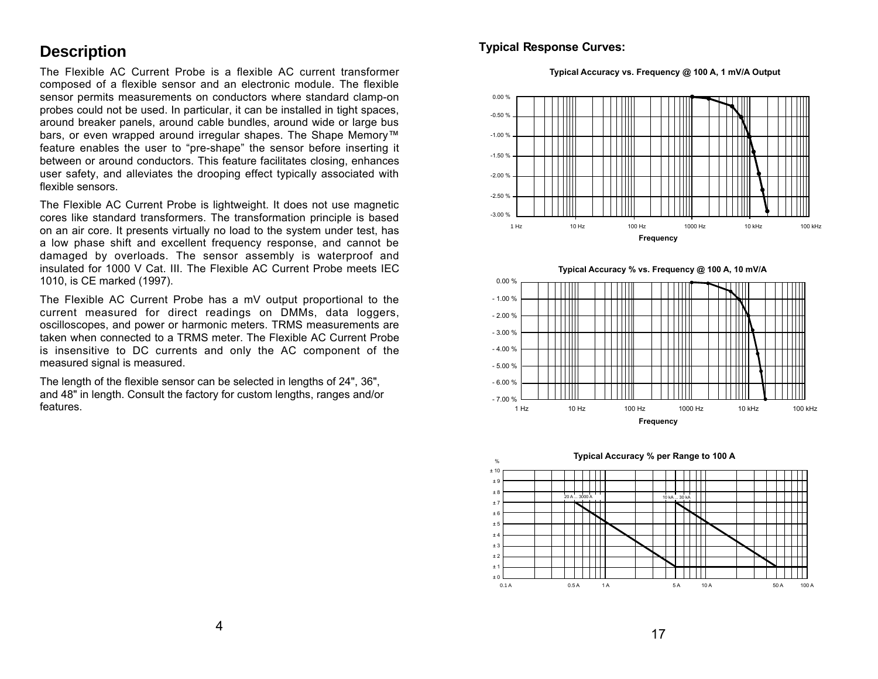## Description

The Flexible AC Current Probe is a flexible AC current transformer composed of a flexible sensor and an electronic module. The flexible sensor permits measurements on conductors where standard clamp-on probes could not be used. In particular, it can be installed in tight spaces, around breaker panels, around cable bundles, around wide or large bus bars, or even wrapped around irregular shapes. The Shape Memory™ feature enables the user to "pre-shape" the sensor before inserting it between or around conductors. This feature facilitates closing, enhances user safety, and alleviates the drooping effect typically associated with flexible sensors.

The Flexible AC Current Probe is lightweight. It does not use magnetic cores like standard transformers. The transformation principle is based on an air core. It presents virtually no load to the system under test, has a low phase shift and excellent frequency response, and cannot be damaged by overloads. The sensor assembly is waterproof and insulated for 1000 V Cat. III. The Flexible AC Current Probe meets IEC 1010, is CE marked (1997).

The Flexible AC Current Probe has a mV output proportional to the current measured for direct readings on DMMs, data loggers, oscilloscopes, and power or harmonic meters. TRMS measurements are taken when connected to a TRMS meter. The Flexible AC Current Probe is insensitive to DC currents and only the AC component of the measured signal is measured.

The length of the flexible sensor can be selected in lengths of 24", 36", and 48" in length. Consult the factory for custom lengths, ranges and/or features.

### Typical Response Curves:

**Typical Accuracy vs. Frequency @ 100 A, 1 mV/A Output**

**Typical Accuracy % vs. Frequency @ 100 A, 10 mV/A**

**Typical Accuracy % per Range to 100 A**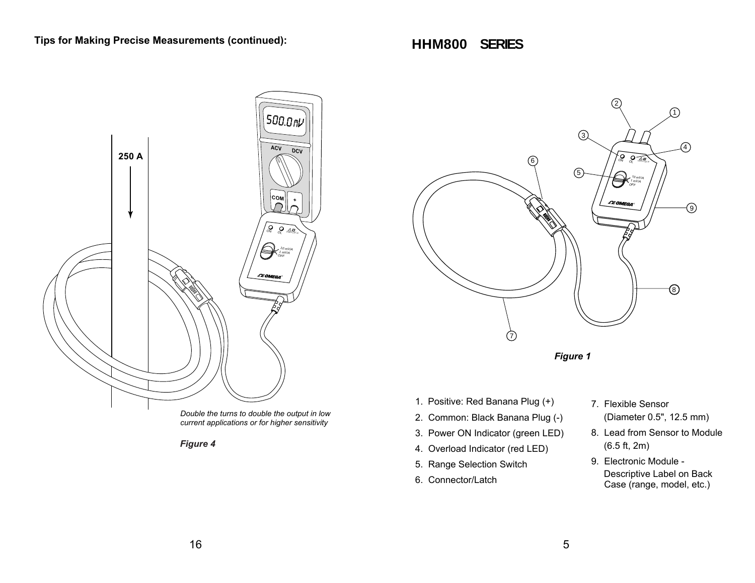## Tips for Making Precise Measurements (continued):

*Double the turns to double the output in low current applications or for higher sensitivity*

***Figure 4***

# HHM800 SERIES

***Figure 1***

1. Positive: Red Banana Plug (+)
2. Common: Black Banana Plug (-)
3. Power ON Indicator (green LED)
4. Overload Indicator (red LED)
5. Range Selection Switch
6. Connector/Latch
7. Flexible Sensor (Diameter 0.5", 12.5 mm)
8. Lead from Sensor to Module (6.5 ft, 2m)
9. Electronic Module - Descriptive Label on Back Case (range, model, etc.)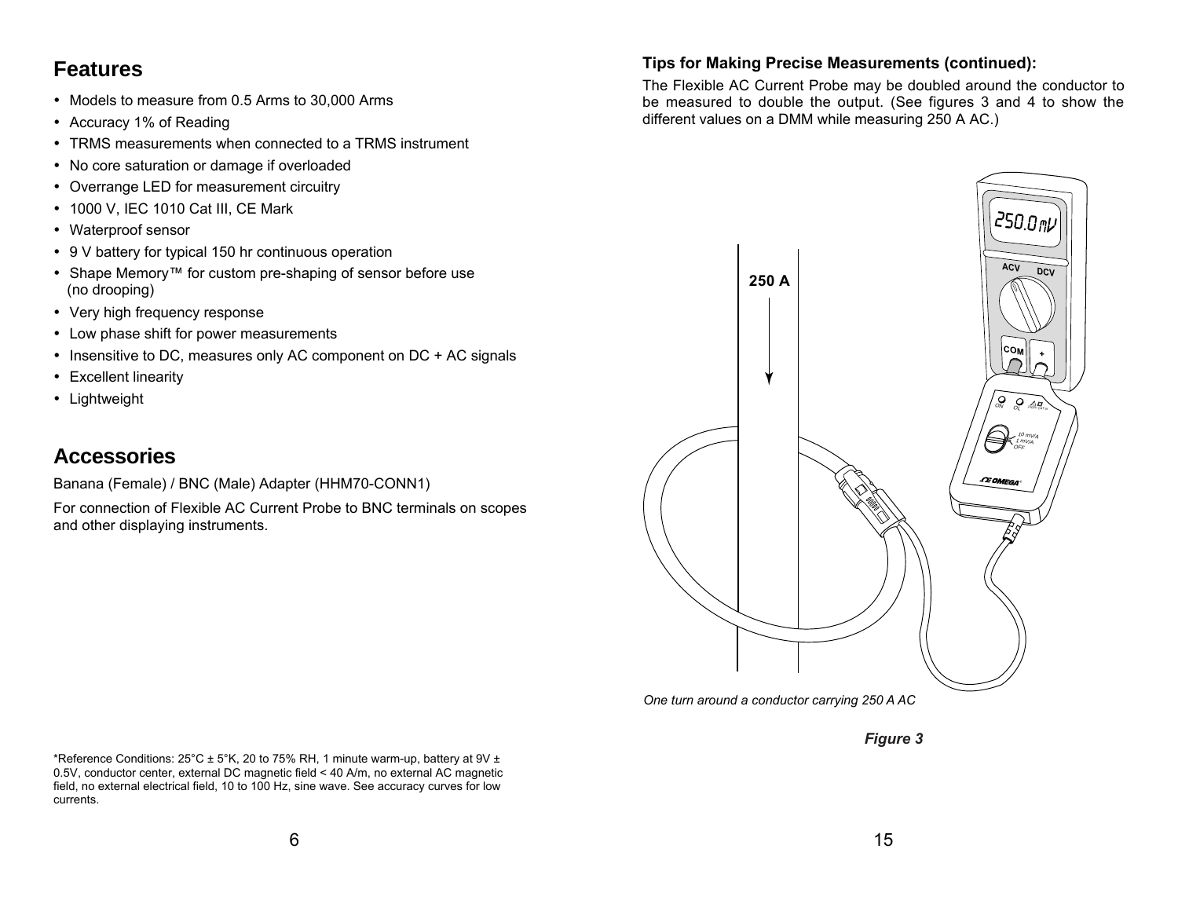## Features

- Models to measure from 0.5 Arms to 30,000 Arms
- Accuracy 1% of Reading
- TRMS measurements when connected to a TRMS instrument
- No core saturation or damage if overloaded
- Overrange LED for measurement circuitry
- 1000 V, IEC 1010 Cat III, CE Mark
- Waterproof sensor
- 9 V battery for typical 150 hr continuous operation
- Shape Memory™ for custom pre-shaping of sensor before use (no drooping)
- Very high frequency response
- Low phase shift for power measurements
- Insensitive to DC, measures only AC component on DC + AC signals
- Excellent linearity
- Lightweight

## Accessories

Banana (Female) / BNC (Male) Adapter (HHM70-CONN1)

For connection of Flexible AC Current Probe to BNC terminals on scopes and other displaying instruments.

*Reference Conditions: 25°C ± 5°K, 20 to 75% RH, 1 minute warm-up, battery at 9V ± 0.5V, conductor center, external DC magnetic field < 40 A/m, no external AC magnetic field, no external electrical field, 10 to 100 Hz, sine wave. See accuracy curves for low currents.

### Tips for Making Precise Measurements (continued):

The Flexible AC Current Probe may be doubled around the conductor to be measured to double the output. (See figures 3 and 4 to show the different values on a DMM while measuring 250 A AC.)

*One turn around a conductor carrying 250 A AC*

***Figure 3***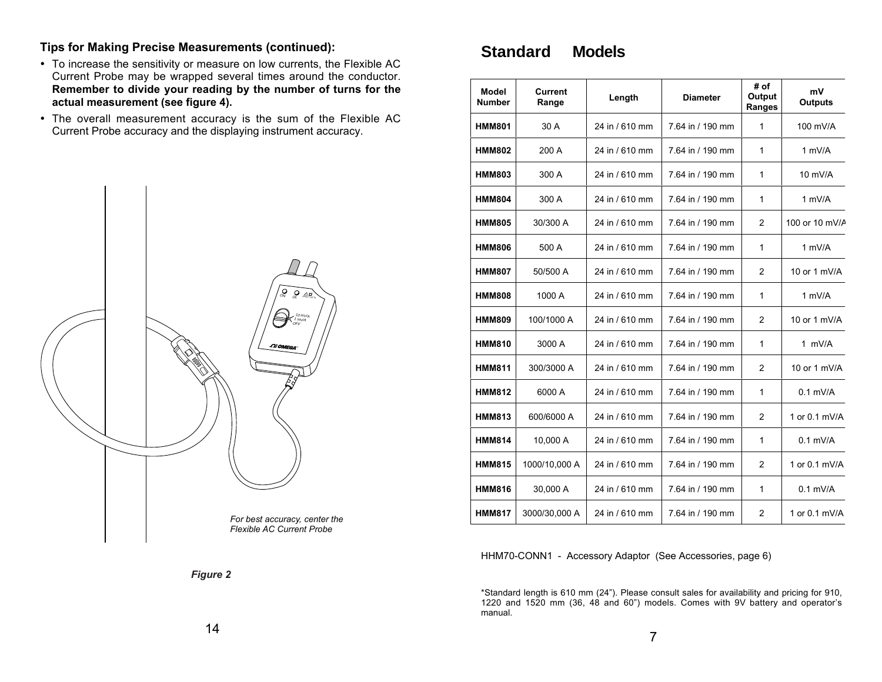**Tips for Making Precise Measurements (continued):**

- To increase the sensitivity or measure on low currents, the Flexible AC Current Probe may be wrapped several times around the conductor. **Remember to divide your reading by the number of turns for the actual measurement (see figure 4).**
- The overall measurement accuracy is the sum of the Flexible AC Current Probe accuracy and the displaying instrument accuracy.

*For best accuracy, center the Flexible AC Current Probe*

***Figure 2***

# Standard Models

| Model Number | Current Range | Length | Diameter | # of Output Ranges | mV Outputs |
|---|---|---|---|---|---|
| **HMM801** | 30 A | 24 in / 610 mm | 7.64 in / 190 mm | 1 | 100 mV/A |
| **HMM802** | 200 A | 24 in / 610 mm | 7.64 in / 190 mm | 1 | 1 mV/A |
| **HMM803** | 300 A | 24 in / 610 mm | 7.64 in / 190 mm | 1 | 10 mV/A |
| **HMM804** | 300 A | 24 in / 610 mm | 7.64 in / 190 mm | 1 | 1 mV/A |
| **HMM805** | 30/300 A | 24 in / 610 mm | 7.64 in / 190 mm | 2 | 100 or 10 mV/A |
| **HMM806** | 500 A | 24 in / 610 mm | 7.64 in / 190 mm | 1 | 1 mV/A |
| **HMM807** | 50/500 A | 24 in / 610 mm | 7.64 in / 190 mm | 2 | 10 or 1 mV/A |
| **HMM808** | 1000 A | 24 in / 610 mm | 7.64 in / 190 mm | 1 | 1 mV/A |
| **HMM809** | 100/1000 A | 24 in / 610 mm | 7.64 in / 190 mm | 2 | 10 or 1 mV/A |
| **HMM810** | 3000 A | 24 in / 610 mm | 7.64 in / 190 mm | 1 | 1 mV/A |
| **HMM811** | 300/3000 A | 24 in / 610 mm | 7.64 in / 190 mm | 2 | 10 or 1 mV/A |
| **HMM812** | 6000 A | 24 in / 610 mm | 7.64 in / 190 mm | 1 | 0.1 mV/A |
| **HMM813** | 600/6000 A | 24 in / 610 mm | 7.64 in / 190 mm | 2 | 1 or 0.1 mV/A |
| **HMM814** | 10,000 A | 24 in / 610 mm | 7.64 in / 190 mm | 1 | 0.1 mV/A |
| **HMM815** | 1000/10,000 A | 24 in / 610 mm | 7.64 in / 190 mm | 2 | 1 or 0.1 mV/A |
| **HMM816** | 30,000 A | 24 in / 610 mm | 7.64 in / 190 mm | 1 | 0.1 mV/A |
| **HMM817** | 3000/30,000 A | 24 in / 610 mm | 7.64 in / 190 mm | 2 | 1 or 0.1 mV/A |

HHM70-CONN1 - Accessory Adaptor (See Accessories, page 6)

*Standard length is 610 mm (24"). Please consult sales for availability and pricing for 910, 1220 and 1520 mm (36, 48 and 60") models. Comes with 9V battery and operator's manual.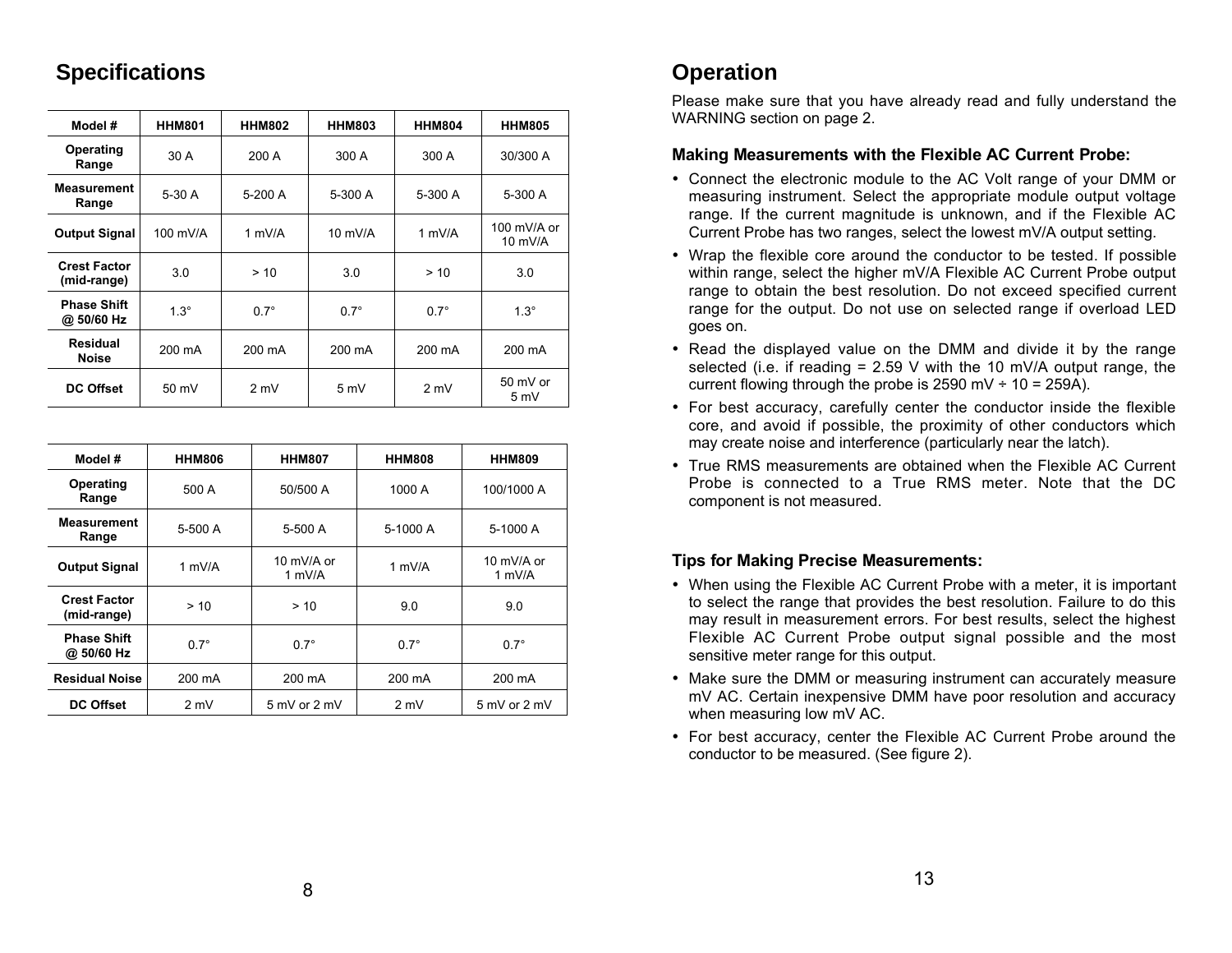## Specifications

| Model # | HHM801 | HHM802 | HHM803 | HHM804 | HHM805 |
|---|---|---|---|---|---|
| Operating Range | 30 A | 200 A | 300 A | 300 A | 30/300 A |
| Measurement Range | 5-30 A | 5-200 A | 5-300 A | 5-300 A | 5-300 A |
| Output Signal | 100 mV/A | 1 mV/A | 10 mV/A | 1 mV/A | 100 mV/A or 10 mV/A |
| Crest Factor (mid-range) | 3.0 | > 10 | 3.0 | > 10 | 3.0 |
| Phase Shift @ 50/60 Hz | 1.3° | 0.7° | 0.7° | 0.7° | 1.3° |
| Residual Noise | 200 mA | 200 mA | 200 mA | 200 mA | 200 mA |
| DC Offset | 50 mV | 2 mV | 5 mV | 2 mV | 50 mV or 5 mV |

| Model # | HHM806 | HHM807 | HHM808 | HHM809 |
|---|---|---|---|---|
| Operating Range | 500 A | 50/500 A | 1000 A | 100/1000 A |
| Measurement Range | 5-500 A | 5-500 A | 5-1000 A | 5-1000 A |
| Output Signal | 1 mV/A | 10 mV/A or 1 mV/A | 1 mV/A | 10 mV/A or 1 mV/A |
| Crest Factor (mid-range) | > 10 | > 10 | 9.0 | 9.0 |
| Phase Shift @ 50/60 Hz | 0.7° | 0.7° | 0.7° | 0.7° |
| Residual Noise | 200 mA | 200 mA | 200 mA | 200 mA |
| DC Offset | 2 mV | 5 mV or 2 mV | 2 mV | 5 mV or 2 mV |

## Operation

Please make sure that you have already read and fully understand the WARNING section on page 2.

### Making Measurements with the Flexible AC Current Probe:

- Connect the electronic module to the AC Volt range of your DMM or measuring instrument. Select the appropriate module output voltage range. If the current magnitude is unknown, and if the Flexible AC Current Probe has two ranges, select the lowest mV/A output setting.
- Wrap the flexible core around the conductor to be tested. If possible within range, select the higher mV/A Flexible AC Current Probe output range to obtain the best resolution. Do not exceed specified current range for the output. Do not use on selected range if overload LED goes on.
- Read the displayed value on the DMM and divide it by the range selected (i.e. if reading = 2.59 V with the 10 mV/A output range, the current flowing through the probe is 2590 mV ÷ 10 = 259A).
- For best accuracy, carefully center the conductor inside the flexible core, and avoid if possible, the proximity of other conductors which may create noise and interference (particularly near the latch).
- True RMS measurements are obtained when the Flexible AC Current Probe is connected to a True RMS meter. Note that the DC component is not measured.

### Tips for Making Precise Measurements:

- When using the Flexible AC Current Probe with a meter, it is important to select the range that provides the best resolution. Failure to do this may result in measurement errors. For best results, select the highest Flexible AC Current Probe output signal possible and the most sensitive meter range for this output.
- Make sure the DMM or measuring instrument can accurately measure mV AC. Certain inexpensive DMM have poor resolution and accuracy when measuring low mV AC.
- For best accuracy, center the Flexible AC Current Probe around the conductor to be measured. (See figure 2).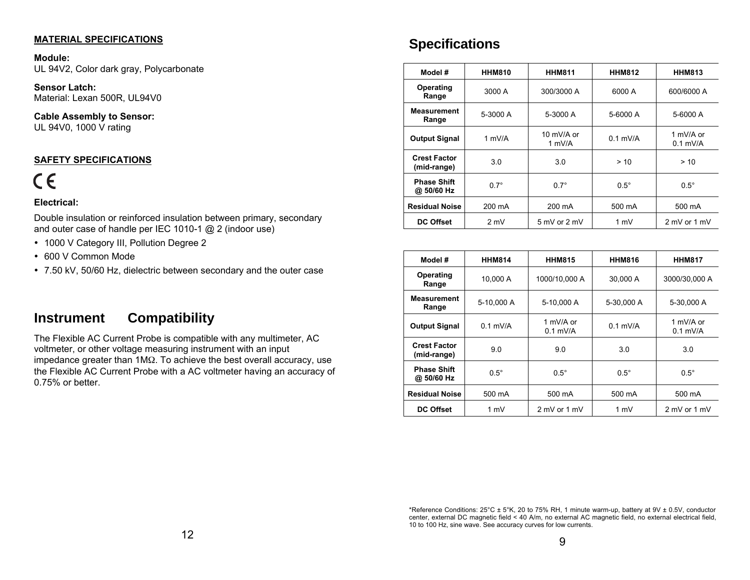## MATERIAL SPECIFICATIONS

**Module:**
UL 94V2, Color dark gray, Polycarbonate

**Sensor Latch:**
Material: Lexan 500R, UL94V0

**Cable Assembly to Sensor:**
UL 94V0, 1000 V rating

## SAFETY SPECIFICATIONS

CE

**Electrical:**

Double insulation or reinforced insulation between primary, secondary and outer case of handle per IEC 1010-1 @ 2 (indoor use)

- 1000 V Category III, Pollution Degree 2
- 600 V Common Mode
- 7.50 kV, 50/60 Hz, dielectric between secondary and the outer case

# Instrument Compatibility

The Flexible AC Current Probe is compatible with any multimeter, AC voltmeter, or other voltage measuring instrument with an input impedance greater than 1MΩ. To achieve the best overall accuracy, use the Flexible AC Current Probe with a AC voltmeter having an accuracy of 0.75% or better.

# Specifications

| Model # | HHM810 | HHM811 | HHM812 | HHM813 |
|---|---|---|---|---|
| Operating Range | 3000 A | 300/3000 A | 6000 A | 600/6000 A |
| Measurement Range | 5-3000 A | 5-3000 A | 5-6000 A | 5-6000 A |
| Output Signal | 1 mV/A | 10 mV/A or 1 mV/A | 0.1 mV/A | 1 mV/A or 0.1 mV/A |
| Crest Factor (mid-range) | 3.0 | 3.0 | > 10 | > 10 |
| Phase Shift @ 50/60 Hz | 0.7° | 0.7° | 0.5° | 0.5° |
| Residual Noise | 200 mA | 200 mA | 500 mA | 500 mA |
| DC Offset | 2 mV | 5 mV or 2 mV | 1 mV | 2 mV or 1 mV |

| Model # | HHM814 | HHM815 | HHM816 | HHM817 |
|---|---|---|---|---|
| Operating Range | 10,000 A | 1000/10,000 A | 30,000 A | 3000/30,000 A |
| Measurement Range | 5-10,000 A | 5-10,000 A | 5-30,000 A | 5-30,000 A |
| Output Signal | 0.1 mV/A | 1 mV/A or 0.1 mV/A | 0.1 mV/A | 1 mV/A or 0.1 mV/A |
| Crest Factor (mid-range) | 9.0 | 9.0 | 3.0 | 3.0 |
| Phase Shift @ 50/60 Hz | 0.5° | 0.5° | 0.5° | 0.5° |
| Residual Noise | 500 mA | 500 mA | 500 mA | 500 mA |
| DC Offset | 1 mV | 2 mV or 1 mV | 1 mV | 2 mV or 1 mV |

*Reference Conditions: 25°C ± 5°K, 20 to 75% RH, 1 minute warm-up, battery at 9V ± 0.5V, conductor center, external DC magnetic field < 40 A/m, no external AC magnetic field, no external electrical field, 10 to 100 Hz, sine wave. See accuracy curves for low currents.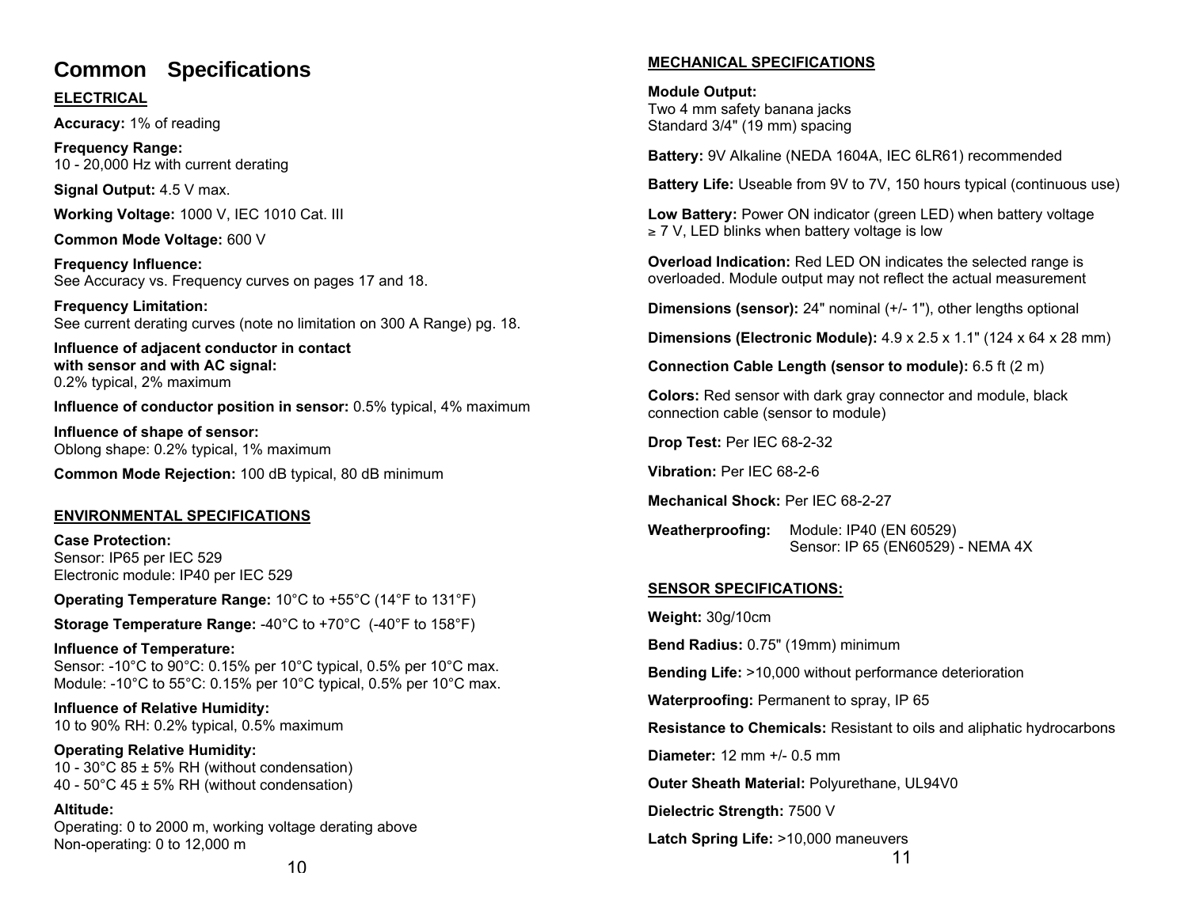# Common Specifications

## ELECTRICAL

**Accuracy:** 1% of reading

**Frequency Range:**
10 - 20,000 Hz with current derating

**Signal Output:** 4.5 V max.

**Working Voltage:** 1000 V, IEC 1010 Cat. III

**Common Mode Voltage:** 600 V

**Frequency Influence:**
See Accuracy vs. Frequency curves on pages 17 and 18.

**Frequency Limitation:**
See current derating curves (note no limitation on 300 A Range) pg. 18.

**Influence of adjacent conductor in contact with sensor and with AC signal:**
0.2% typical, 2% maximum

**Influence of conductor position in sensor:** 0.5% typical, 4% maximum

**Influence of shape of sensor:**
Oblong shape: 0.2% typical, 1% maximum

**Common Mode Rejection:** 100 dB typical, 80 dB minimum

## ENVIRONMENTAL SPECIFICATIONS

**Case Protection:**
Sensor: IP65 per IEC 529
Electronic module: IP40 per IEC 529

**Operating Temperature Range:** 10°C to +55°C (14°F to 131°F)

**Storage Temperature Range:** -40°C to +70°C (-40°F to 158°F)

**Influence of Temperature:**
Sensor: -10°C to 90°C: 0.15% per 10°C typical, 0.5% per 10°C max.
Module: -10°C to 55°C: 0.15% per 10°C typical, 0.5% per 10°C max.

**Influence of Relative Humidity:**
10 to 90% RH: 0.2% typical, 0.5% maximum

**Operating Relative Humidity:**
10 - 30°C 85 ± 5% RH (without condensation)
40 - 50°C 45 ± 5% RH (without condensation)

**Altitude:**
Operating: 0 to 2000 m, working voltage derating above
Non-operating: 0 to 12,000 m

## MECHANICAL SPECIFICATIONS

**Module Output:**
Two 4 mm safety banana jacks
Standard 3/4" (19 mm) spacing

**Battery:** 9V Alkaline (NEDA 1604A, IEC 6LR61) recommended

**Battery Life:** Useable from 9V to 7V, 150 hours typical (continuous use)

**Low Battery:** Power ON indicator (green LED) when battery voltage ≥ 7 V, LED blinks when battery voltage is low

**Overload Indication:** Red LED ON indicates the selected range is overloaded. Module output may not reflect the actual measurement

**Dimensions (sensor):** 24" nominal (+/- 1"), other lengths optional

**Dimensions (Electronic Module):** 4.9 x 2.5 x 1.1" (124 x 64 x 28 mm)

**Connection Cable Length (sensor to module):** 6.5 ft (2 m)

**Colors:** Red sensor with dark gray connector and module, black connection cable (sensor to module)

**Drop Test:** Per IEC 68-2-32

**Vibration:** Per IEC 68-2-6

**Mechanical Shock:** Per IEC 68-2-27

**Weatherproofing:** Module: IP40 (EN 60529)
Sensor: IP 65 (EN60529) - NEMA 4X

## SENSOR SPECIFICATIONS:

**Weight:** 30g/10cm

**Bend Radius:** 0.75" (19mm) minimum

**Bending Life:** >10,000 without performance deterioration

**Waterproofing:** Permanent to spray, IP 65

**Resistance to Chemicals:** Resistant to oils and aliphatic hydrocarbons

**Diameter:** 12 mm +/- 0.5 mm

**Outer Sheath Material:** Polyurethane, UL94V0

**Dielectric Strength:** 7500 V

**Latch Spring Life:** >10,000 maneuvers